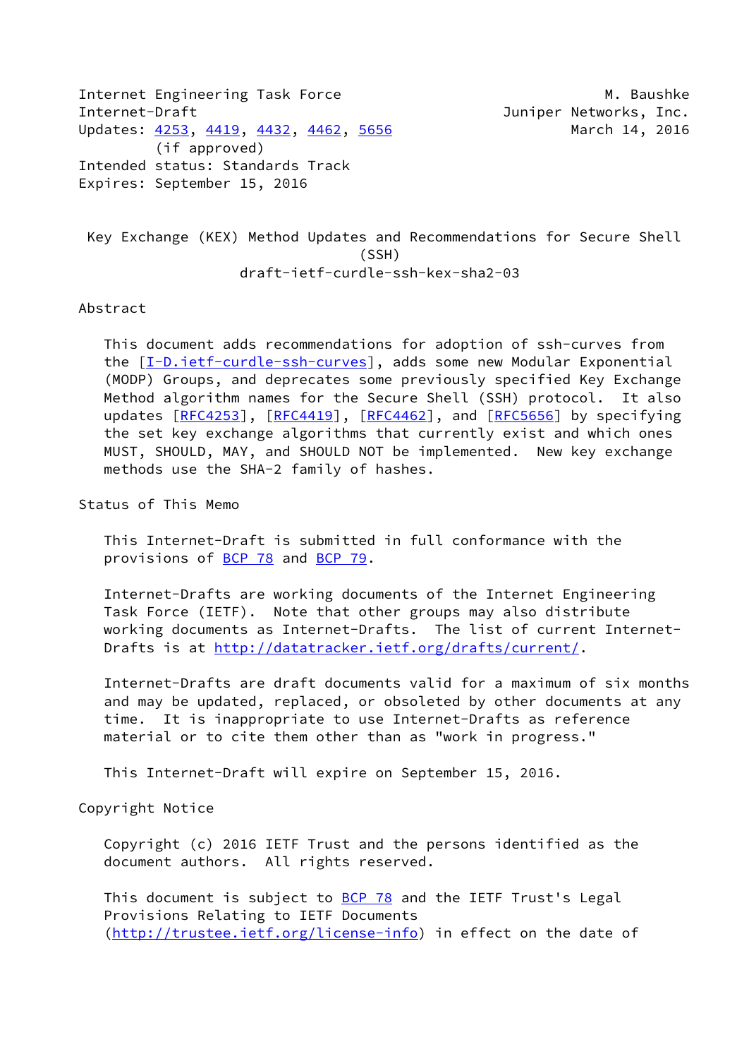Internet Engineering Task Force M. Baushke
Internet-Draft Juniper Networks, Inc.
Updates: 4253, 4419, 4432, 4462, 5656 March 14, 2016
(if approved)
Intended status: Standards Track
Expires: September 15, 2016

# Key Exchange (KEX) Method Updates and Recommendations for Secure Shell (SSH)

draft-ietf-curdle-ssh-kex-sha2-03

## Abstract

This document adds recommendations for adoption of ssh-curves from the [I-D.ietf-curdle-ssh-curves], adds some new Modular Exponential (MODP) Groups, and deprecates some previously specified Key Exchange Method algorithm names for the Secure Shell (SSH) protocol. It also updates [RFC4253], [RFC4419], [RFC4462], and [RFC5656] by specifying the set key exchange algorithms that currently exist and which ones MUST, SHOULD, MAY, and SHOULD NOT be implemented. New key exchange methods use the SHA-2 family of hashes.

## Status of This Memo

This Internet-Draft is submitted in full conformance with the provisions of BCP 78 and BCP 79.

Internet-Drafts are working documents of the Internet Engineering Task Force (IETF). Note that other groups may also distribute working documents as Internet-Drafts. The list of current Internet-Drafts is at http://datatracker.ietf.org/drafts/current/.

Internet-Drafts are draft documents valid for a maximum of six months and may be updated, replaced, or obsoleted by other documents at any time. It is inappropriate to use Internet-Drafts as reference material or to cite them other than as "work in progress."

This Internet-Draft will expire on September 15, 2016.

## Copyright Notice

Copyright (c) 2016 IETF Trust and the persons identified as the document authors. All rights reserved.

This document is subject to BCP 78 and the IETF Trust's Legal Provisions Relating to IETF Documents (http://trustee.ietf.org/license-info) in effect on the date of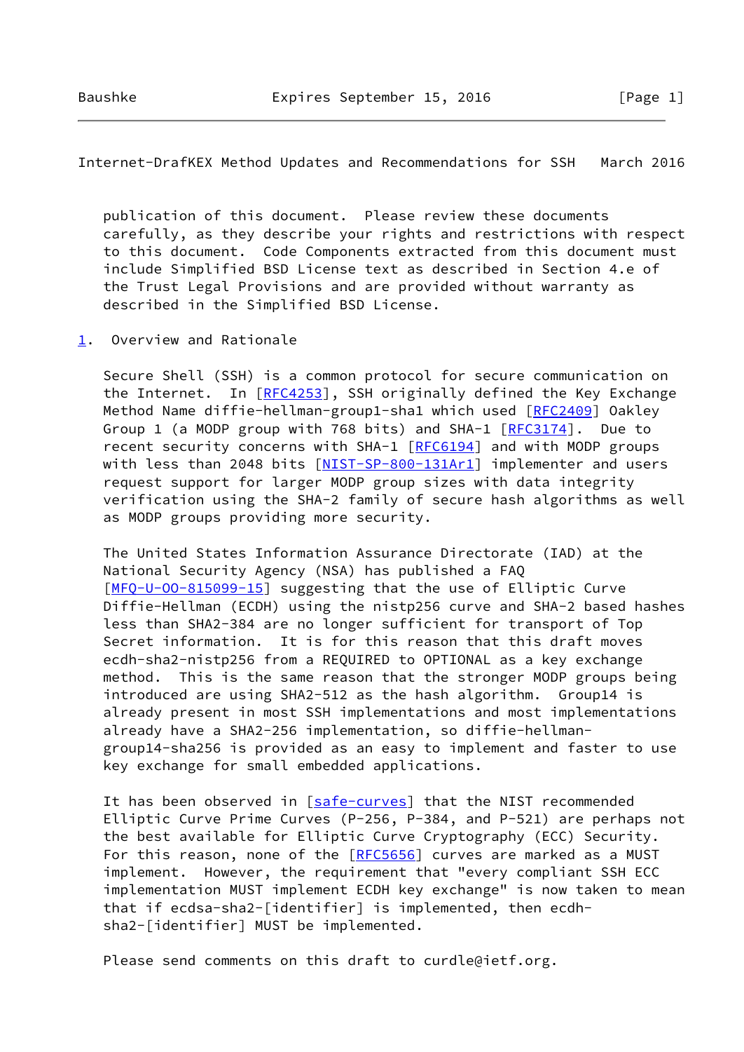publication of this document. Please review these documents carefully, as they describe your rights and restrictions with respect to this document. Code Components extracted from this document must include Simplified BSD License text as described in Section 4.e of the Trust Legal Provisions and are provided without warranty as described in the Simplified BSD License.

## 1. Overview and Rationale

Secure Shell (SSH) is a common protocol for secure communication on the Internet. In [RFC4253], SSH originally defined the Key Exchange Method Name diffie-hellman-group1-sha1 which used [RFC2409] Oakley Group 1 (a MODP group with 768 bits) and SHA-1 [RFC3174]. Due to recent security concerns with SHA-1 [RFC6194] and with MODP groups with less than 2048 bits [NIST-SP-800-131Ar1] implementer and users request support for larger MODP group sizes with data integrity verification using the SHA-2 family of secure hash algorithms as well as MODP groups providing more security.

The United States Information Assurance Directorate (IAD) at the National Security Agency (NSA) has published a FAQ [MFQ-U-OO-815099-15] suggesting that the use of Elliptic Curve Diffie-Hellman (ECDH) using the nistp256 curve and SHA-2 based hashes less than SHA2-384 are no longer sufficient for transport of Top Secret information. It is for this reason that this draft moves ecdh-sha2-nistp256 from a REQUIRED to OPTIONAL as a key exchange method. This is the same reason that the stronger MODP groups being introduced are using SHA2-512 as the hash algorithm. Group14 is already present in most SSH implementations and most implementations already have a SHA2-256 implementation, so diffie-hellman-group14-sha256 is provided as an easy to implement and faster to use key exchange for small embedded applications.

It has been observed in [safe-curves] that the NIST recommended Elliptic Curve Prime Curves (P-256, P-384, and P-521) are perhaps not the best available for Elliptic Curve Cryptography (ECC) Security. For this reason, none of the [RFC5656] curves are marked as a MUST implement. However, the requirement that "every compliant SSH ECC implementation MUST implement ECDH key exchange" is now taken to mean that if ecdsa-sha2-[identifier] is implemented, then ecdh-sha2-[identifier] MUST be implemented.

Please send comments on this draft to curdle@ietf.org.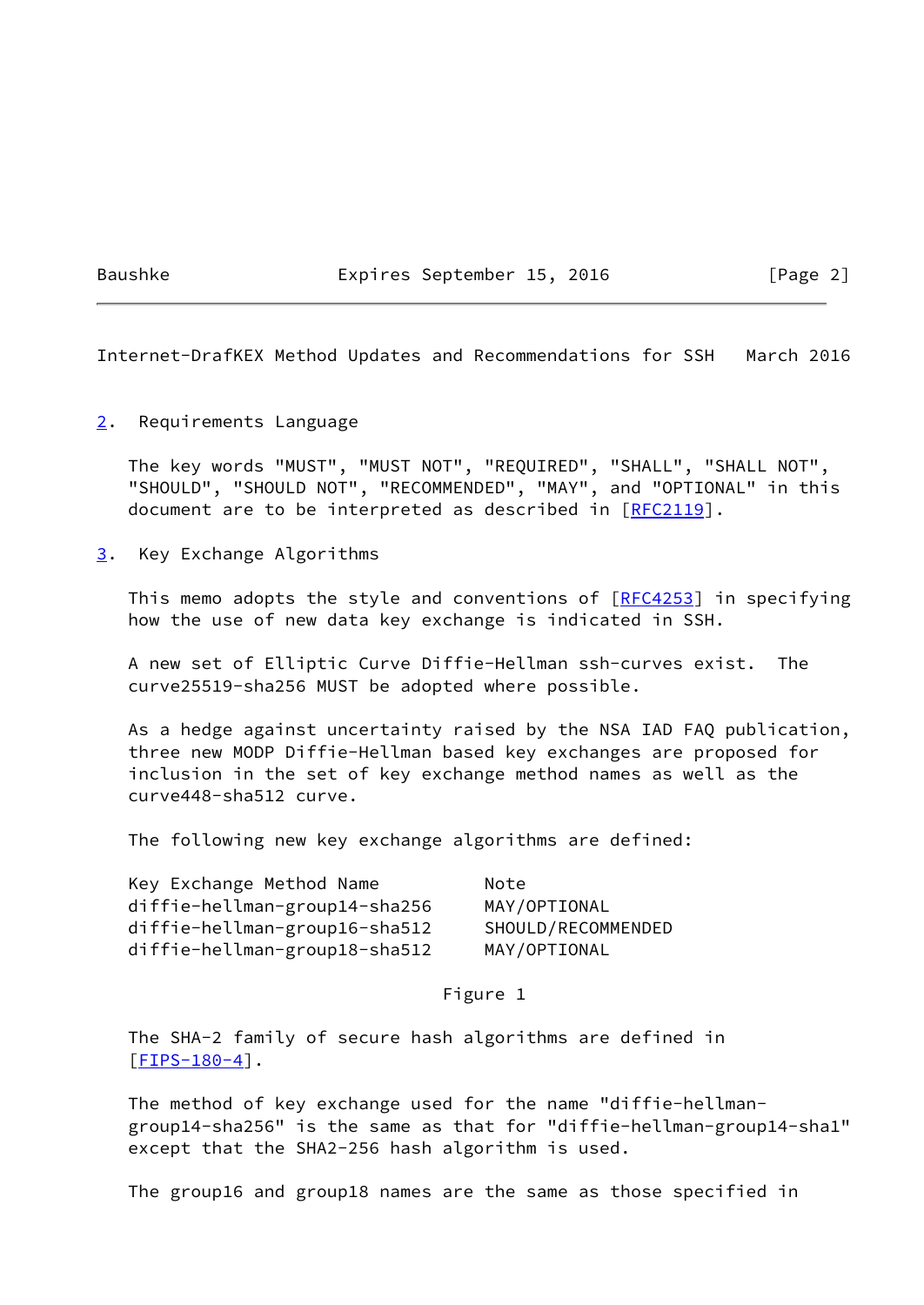## 2. Requirements Language

The key words "MUST", "MUST NOT", "REQUIRED", "SHALL", "SHALL NOT", "SHOULD", "SHOULD NOT", "RECOMMENDED", "MAY", and "OPTIONAL" in this document are to be interpreted as described in [RFC2119].

## 3. Key Exchange Algorithms

This memo adopts the style and conventions of [RFC4253] in specifying how the use of new data key exchange is indicated in SSH.

A new set of Elliptic Curve Diffie-Hellman ssh-curves exist. The curve25519-sha256 MUST be adopted where possible.

As a hedge against uncertainty raised by the NSA IAD FAQ publication, three new MODP Diffie-Hellman based key exchanges are proposed for inclusion in the set of key exchange method names as well as the curve448-sha512 curve.

The following new key exchange algorithms are defined:

| Key Exchange Method Name | Note |
|---|---|
| diffie-hellman-group14-sha256 | MAY/OPTIONAL |
| diffie-hellman-group16-sha512 | SHOULD/RECOMMENDED |
| diffie-hellman-group18-sha512 | MAY/OPTIONAL |

Figure 1

The SHA-2 family of secure hash algorithms are defined in [FIPS-180-4].

The method of key exchange used for the name "diffie-hellman-group14-sha256" is the same as that for "diffie-hellman-group14-sha1" except that the SHA2-256 hash algorithm is used.

The group16 and group18 names are the same as those specified in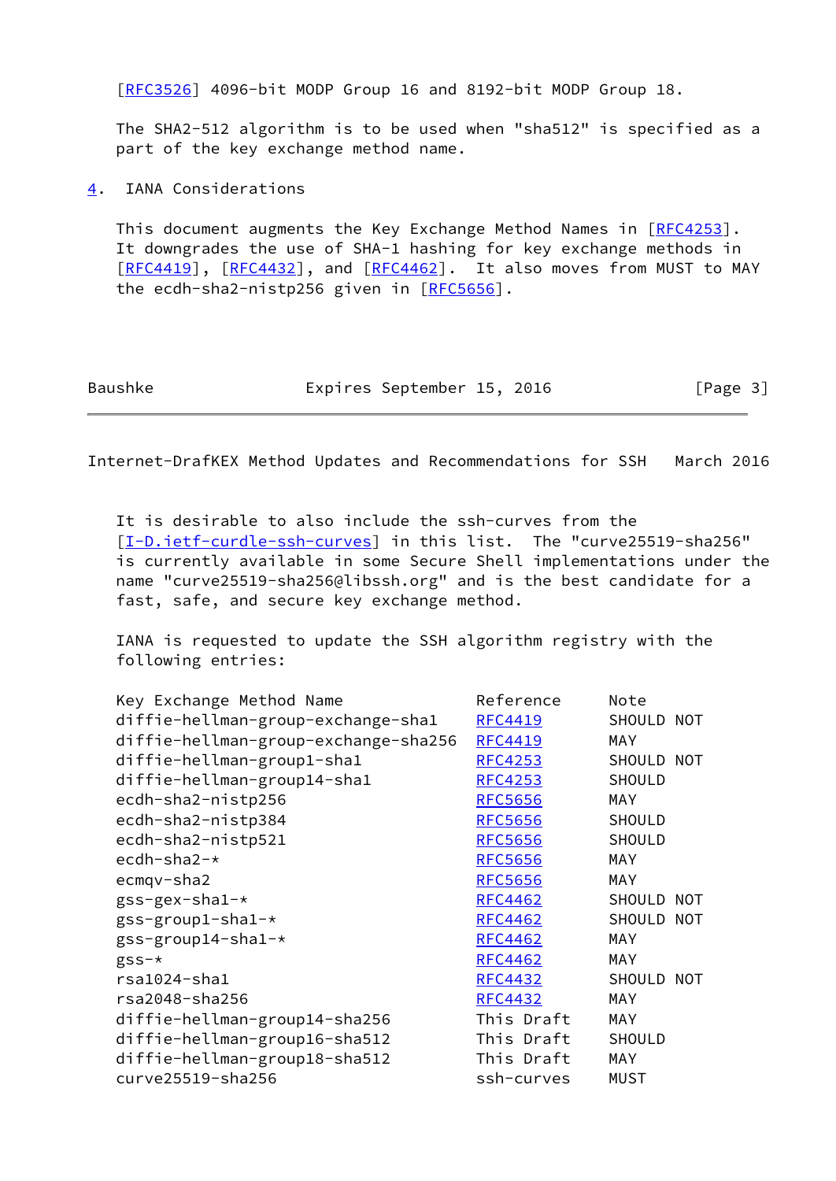[RFC3526] 4096-bit MODP Group 16 and 8192-bit MODP Group 18.

The SHA2-512 algorithm is to be used when "sha512" is specified as a part of the key exchange method name.

## 4. IANA Considerations

This document augments the Key Exchange Method Names in [RFC4253]. It downgrades the use of SHA-1 hashing for key exchange methods in [RFC4419], [RFC4432], and [RFC4462]. It also moves from MUST to MAY the ecdh-sha2-nistp256 given in [RFC5656].

It is desirable to also include the ssh-curves from the [I-D.ietf-curdle-ssh-curves] in this list. The "curve25519-sha256" is currently available in some Secure Shell implementations under the name "curve25519-sha256@libssh.org" and is the best candidate for a fast, safe, and secure key exchange method.

IANA is requested to update the SSH algorithm registry with the following entries:

| Key Exchange Method Name | Reference | Note |
|---|---|---|
| diffie-hellman-group-exchange-sha1 | RFC4419 | SHOULD NOT |
| diffie-hellman-group-exchange-sha256 | RFC4419 | MAY |
| diffie-hellman-group1-sha1 | RFC4253 | SHOULD NOT |
| diffie-hellman-group14-sha1 | RFC4253 | SHOULD |
| ecdh-sha2-nistp256 | RFC5656 | MAY |
| ecdh-sha2-nistp384 | RFC5656 | SHOULD |
| ecdh-sha2-nistp521 | RFC5656 | SHOULD |
| ecdh-sha2-* | RFC5656 | MAY |
| ecmqv-sha2 | RFC5656 | MAY |
| gss-gex-sha1-* | RFC4462 | SHOULD NOT |
| gss-group1-sha1-* | RFC4462 | SHOULD NOT |
| gss-group14-sha1-* | RFC4462 | MAY |
| gss-* | RFC4462 | MAY |
| rsa1024-sha1 | RFC4432 | SHOULD NOT |
| rsa2048-sha256 | RFC4432 | MAY |
| diffie-hellman-group14-sha256 | This Draft | MAY |
| diffie-hellman-group16-sha512 | This Draft | SHOULD |
| diffie-hellman-group18-sha512 | This Draft | MAY |
| curve25519-sha256 | ssh-curves | MUST |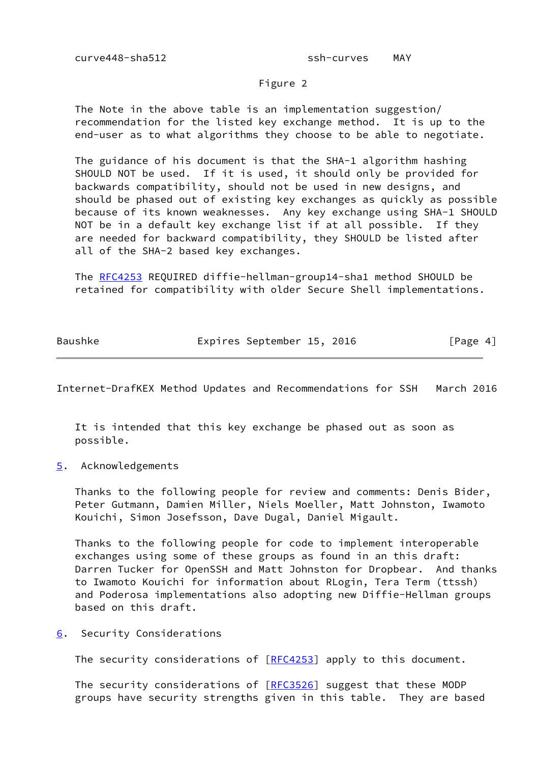| | | |
|---|---|---|
| curve448-sha512 | ssh-curves | MAY |

Figure 2

The Note in the above table is an implementation suggestion/recommendation for the listed key exchange method. It is up to the end-user as to what algorithms they choose to be able to negotiate.

The guidance of his document is that the SHA-1 algorithm hashing SHOULD NOT be used. If it is used, it should only be provided for backwards compatibility, should not be used in new designs, and should be phased out of existing key exchanges as quickly as possible because of its known weaknesses. Any key exchange using SHA-1 SHOULD NOT be in a default key exchange list if at all possible. If they are needed for backward compatibility, they SHOULD be listed after all of the SHA-2 based key exchanges.

The RFC4253 REQUIRED diffie-hellman-group14-sha1 method SHOULD be retained for compatibility with older Secure Shell implementations. It is intended that this key exchange be phased out as soon as possible.

## 5. Acknowledgements

Thanks to the following people for review and comments: Denis Bider, Peter Gutmann, Damien Miller, Niels Moeller, Matt Johnston, Iwamoto Kouichi, Simon Josefsson, Dave Dugal, Daniel Migault.

Thanks to the following people for code to implement interoperable exchanges using some of these groups as found in an this draft: Darren Tucker for OpenSSH and Matt Johnston for Dropbear. And thanks to Iwamoto Kouichi for information about RLogin, Tera Term (ttssh) and Poderosa implementations also adopting new Diffie-Hellman groups based on this draft.

## 6. Security Considerations

The security considerations of [RFC4253] apply to this document.

The security considerations of [RFC3526] suggest that these MODP groups have security strengths given in this table. They are based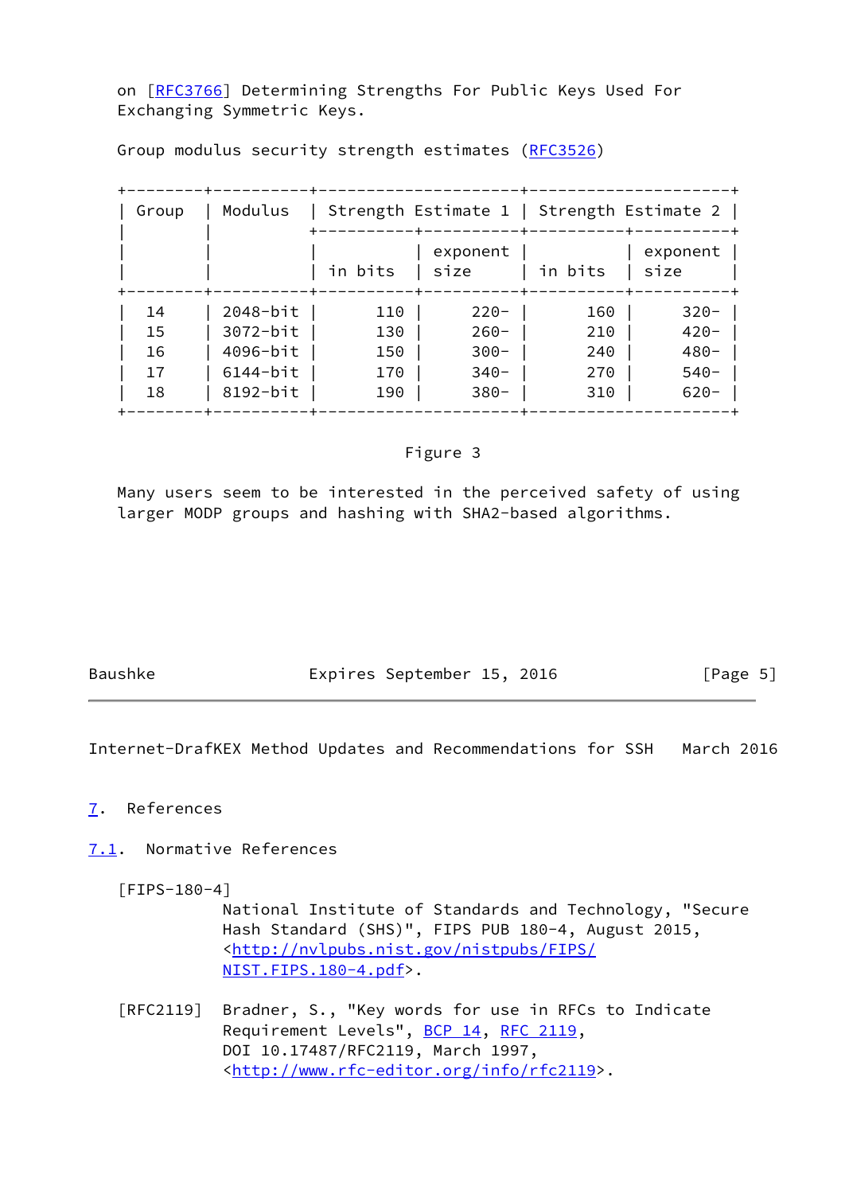on [RFC3766] Determining Strengths For Public Keys Used For Exchanging Symmetric Keys.

Group modulus security strength estimates (RFC3526)

| Group | Modulus | Strength Estimate 1 | | Strength Estimate 2 | |
|---|---|---|---|---|---|
| | | in bits | exponent size | in bits | exponent size |
| 14 | 2048-bit | 110 | 220- | 160 | 320- |
| 15 | 3072-bit | 130 | 260- | 210 | 420- |
| 16 | 4096-bit | 150 | 300- | 240 | 480- |
| 17 | 6144-bit | 170 | 340- | 270 | 540- |
| 18 | 8192-bit | 190 | 380- | 310 | 620- |

Figure 3

Many users seem to be interested in the perceived safety of using larger MODP groups and hashing with SHA2-based algorithms.

## 7. References

### 7.1. Normative References

[FIPS-180-4]
National Institute of Standards and Technology, "Secure Hash Standard (SHS)", FIPS PUB 180-4, August 2015, <http://nvlpubs.nist.gov/nistpubs/FIPS/NIST.FIPS.180-4.pdf>.

[RFC2119] Bradner, S., "Key words for use in RFCs to Indicate Requirement Levels", BCP 14, RFC 2119, DOI 10.17487/RFC2119, March 1997, <http://www.rfc-editor.org/info/rfc2119>.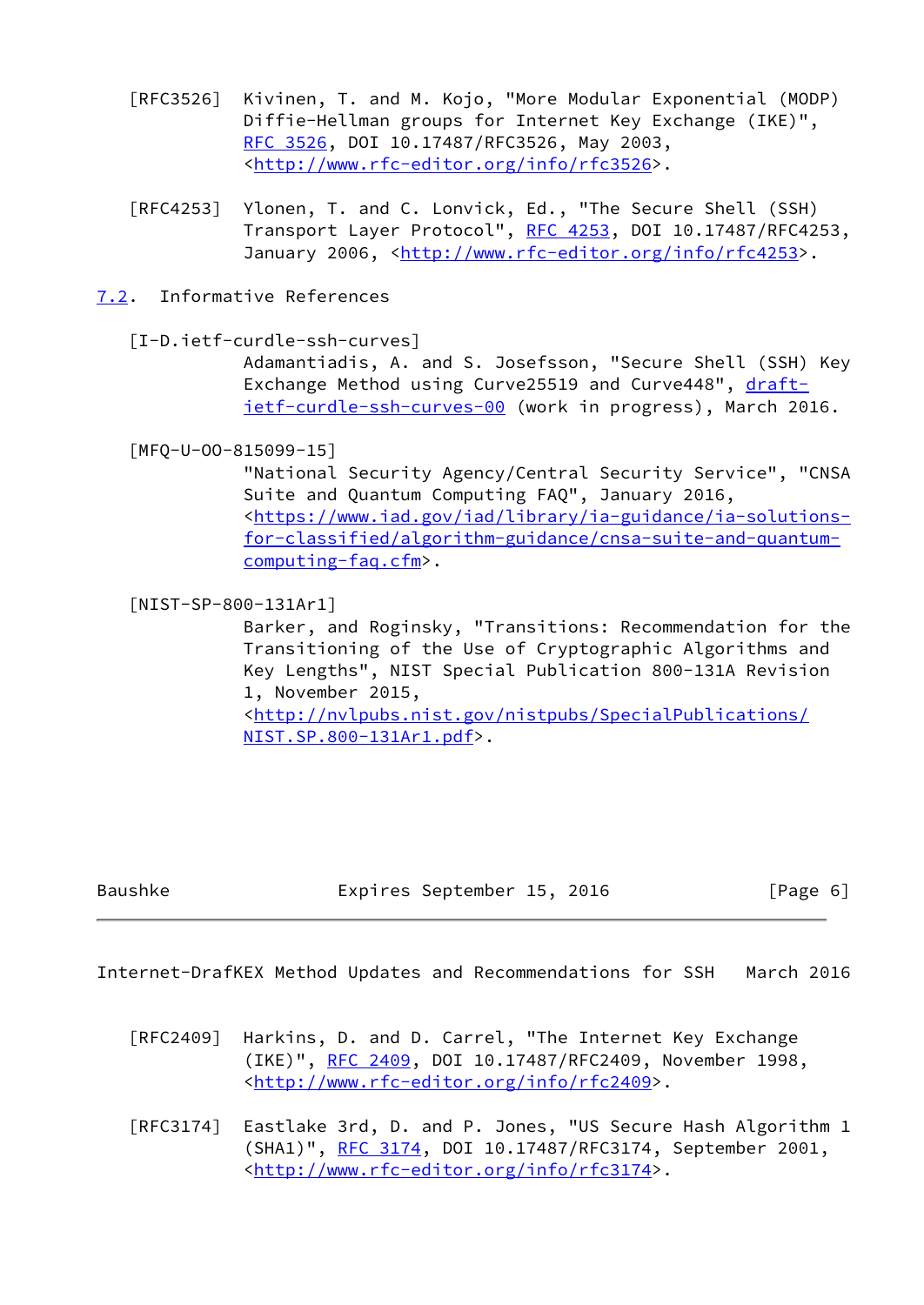[RFC3526] Kivinen, T. and M. Kojo, "More Modular Exponential (MODP) Diffie-Hellman groups for Internet Key Exchange (IKE)", RFC 3526, DOI 10.17487/RFC3526, May 2003, <http://www.rfc-editor.org/info/rfc3526>.

[RFC4253] Ylonen, T. and C. Lonvick, Ed., "The Secure Shell (SSH) Transport Layer Protocol", RFC 4253, DOI 10.17487/RFC4253, January 2006, <http://www.rfc-editor.org/info/rfc4253>.

## 7.2. Informative References

[I-D.ietf-curdle-ssh-curves]
Adamantiadis, A. and S. Josefsson, "Secure Shell (SSH) Key Exchange Method using Curve25519 and Curve448", draft-ietf-curdle-ssh-curves-00 (work in progress), March 2016.

[MFQ-U-OO-815099-15]
"National Security Agency/Central Security Service", "CNSA Suite and Quantum Computing FAQ", January 2016, <https://www.iad.gov/iad/library/ia-guidance/ia-solutions-for-classified/algorithm-guidance/cnsa-suite-and-quantum-computing-faq.cfm>.

[NIST-SP-800-131Ar1]
Barker, and Roginsky, "Transitions: Recommendation for the Transitioning of the Use of Cryptographic Algorithms and Key Lengths", NIST Special Publication 800-131A Revision 1, November 2015, <http://nvlpubs.nist.gov/nistpubs/SpecialPublications/NIST.SP.800-131Ar1.pdf>.

[RFC2409] Harkins, D. and D. Carrel, "The Internet Key Exchange (IKE)", RFC 2409, DOI 10.17487/RFC2409, November 1998, <http://www.rfc-editor.org/info/rfc2409>.

[RFC3174] Eastlake 3rd, D. and P. Jones, "US Secure Hash Algorithm 1 (SHA1)", RFC 3174, DOI 10.17487/RFC3174, September 2001, <http://www.rfc-editor.org/info/rfc3174>.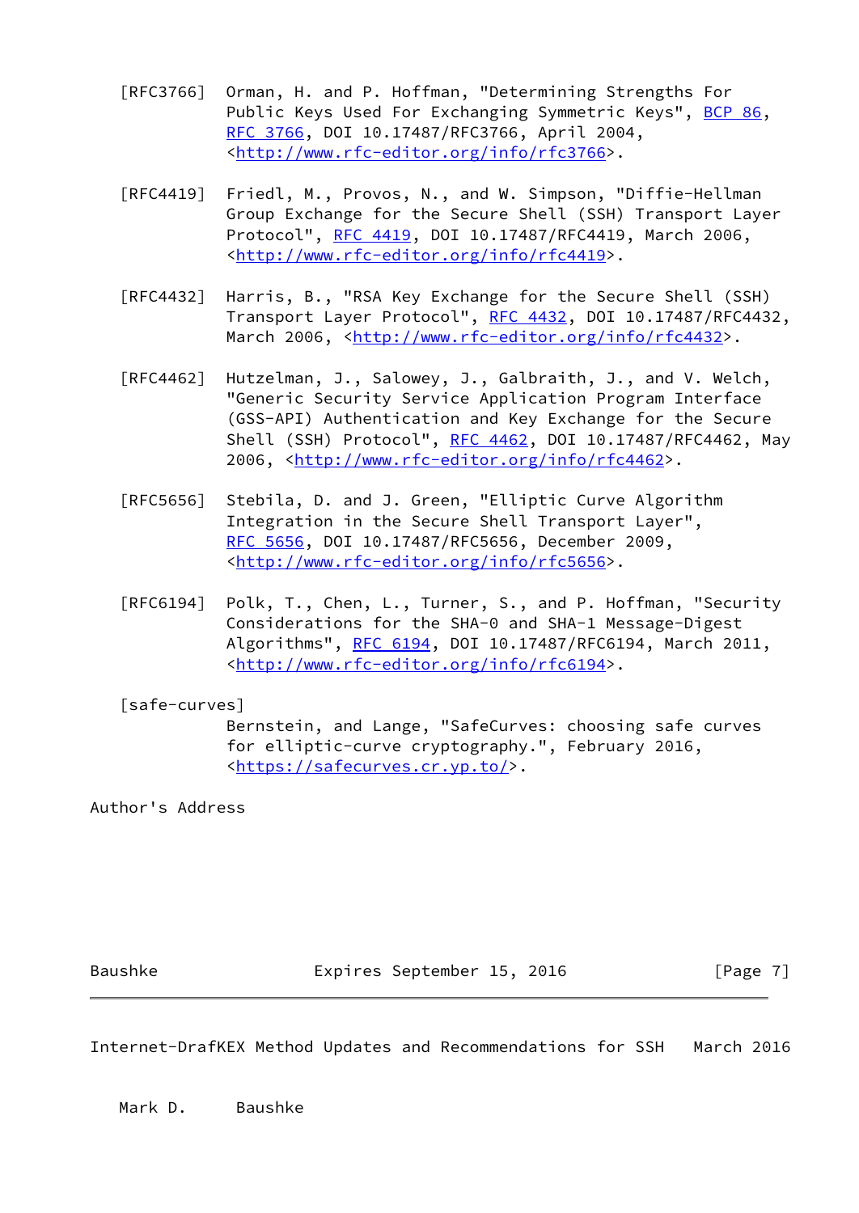[RFC3766] Orman, H. and P. Hoffman, "Determining Strengths For Public Keys Used For Exchanging Symmetric Keys", BCP 86, RFC 3766, DOI 10.17487/RFC3766, April 2004, <http://www.rfc-editor.org/info/rfc3766>.

[RFC4419] Friedl, M., Provos, N., and W. Simpson, "Diffie-Hellman Group Exchange for the Secure Shell (SSH) Transport Layer Protocol", RFC 4419, DOI 10.17487/RFC4419, March 2006, <http://www.rfc-editor.org/info/rfc4419>.

[RFC4432] Harris, B., "RSA Key Exchange for the Secure Shell (SSH) Transport Layer Protocol", RFC 4432, DOI 10.17487/RFC4432, March 2006, <http://www.rfc-editor.org/info/rfc4432>.

[RFC4462] Hutzelman, J., Salowey, J., Galbraith, J., and V. Welch, "Generic Security Service Application Program Interface (GSS-API) Authentication and Key Exchange for the Secure Shell (SSH) Protocol", RFC 4462, DOI 10.17487/RFC4462, May 2006, <http://www.rfc-editor.org/info/rfc4462>.

[RFC5656] Stebila, D. and J. Green, "Elliptic Curve Algorithm Integration in the Secure Shell Transport Layer", RFC 5656, DOI 10.17487/RFC5656, December 2009, <http://www.rfc-editor.org/info/rfc5656>.

[RFC6194] Polk, T., Chen, L., Turner, S., and P. Hoffman, "Security Considerations for the SHA-0 and SHA-1 Message-Digest Algorithms", RFC 6194, DOI 10.17487/RFC6194, March 2011, <http://www.rfc-editor.org/info/rfc6194>.

[safe-curves] Bernstein, and Lange, "SafeCurves: choosing safe curves for elliptic-curve cryptography.", February 2016, <https://safecurves.cr.yp.to/>.

## Author's Address

Mark D. Baushke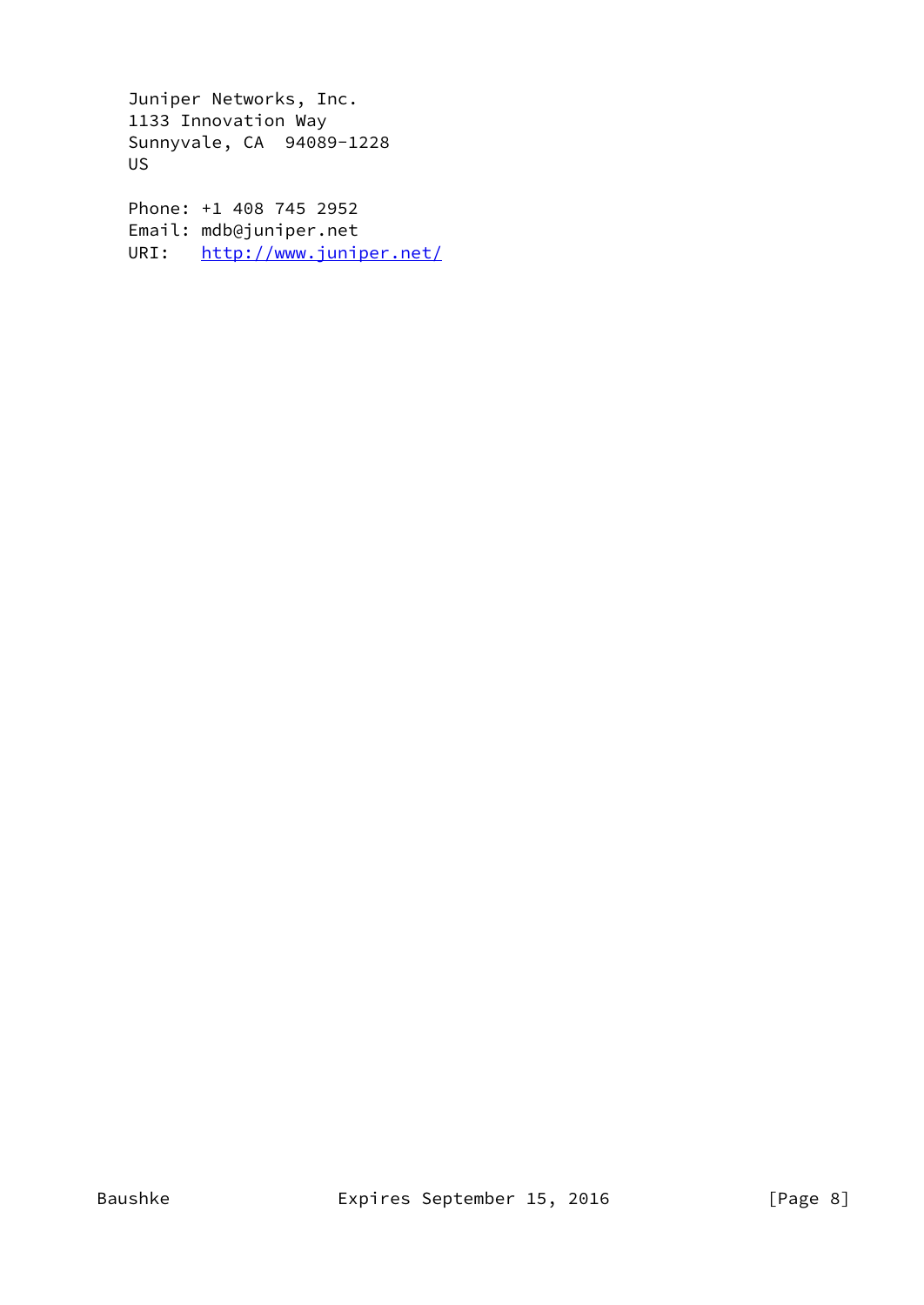Juniper Networks, Inc.
1133 Innovation Way
Sunnyvale, CA  94089-1228
US

Phone: +1 408 745 2952
Email: mdb@juniper.net
URI:   http://www.juniper.net/